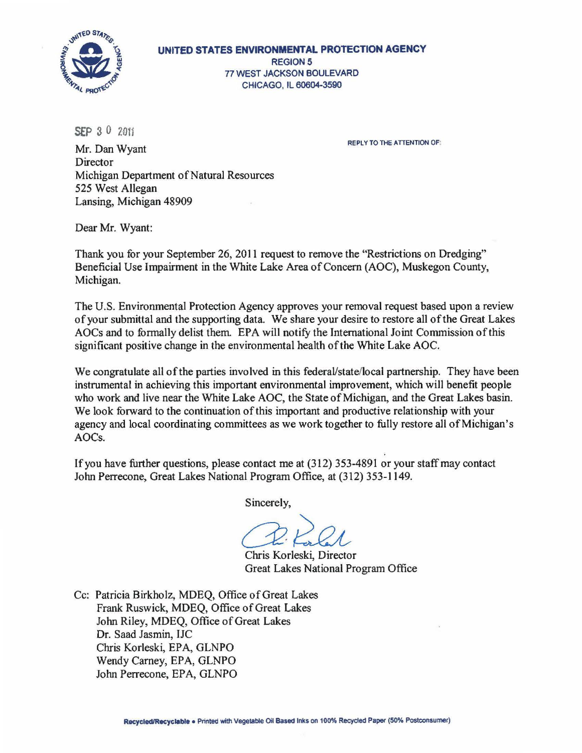**UNITED STATES ENVIRONMENTAL PROTECTION AGENCY**
REGION 5
77 WEST JACKSON BOULEVARD
CHICAGO, IL 60604-3590

SEP 30 2011

REPLY TO THE ATTENTION OF:

Mr. Dan Wyant
Director
Michigan Department of Natural Resources
525 West Allegan
Lansing, Michigan 48909

Dear Mr. Wyant:

Thank you for your September 26, 2011 request to remove the "Restrictions on Dredging" Beneficial Use Impairment in the White Lake Area of Concern (AOC), Muskegon County, Michigan.

The U.S. Environmental Protection Agency approves your removal request based upon a review of your submittal and the supporting data. We share your desire to restore all of the Great Lakes AOCs and to formally delist them. EPA will notify the International Joint Commission of this significant positive change in the environmental health of the White Lake AOC.

We congratulate all of the parties involved in this federal/state/local partnership. They have been instrumental in achieving this important environmental improvement, which will benefit people who work and live near the White Lake AOC, the State of Michigan, and the Great Lakes basin. We look forward to the continuation of this important and productive relationship with your agency and local coordinating committees as we work together to fully restore all of Michigan's AOCs.

If you have further questions, please contact me at (312) 353-4891 or your staff may contact John Perrecone, Great Lakes National Program Office, at (312) 353-1149.

Sincerely,

Chris Korleski, Director
Great Lakes National Program Office

Cc: Patricia Birkholz, MDEQ, Office of Great Lakes
Frank Ruswick, MDEQ, Office of Great Lakes
John Riley, MDEQ, Office of Great Lakes
Dr. Saad Jasmin, IJC
Chris Korleski, EPA, GLNPO
Wendy Carney, EPA, GLNPO
John Perrecone, EPA, GLNPO

Recycled/Recyclable • Printed with Vegetable Oil Based Inks on 100% Recycled Paper (50% Postconsumer)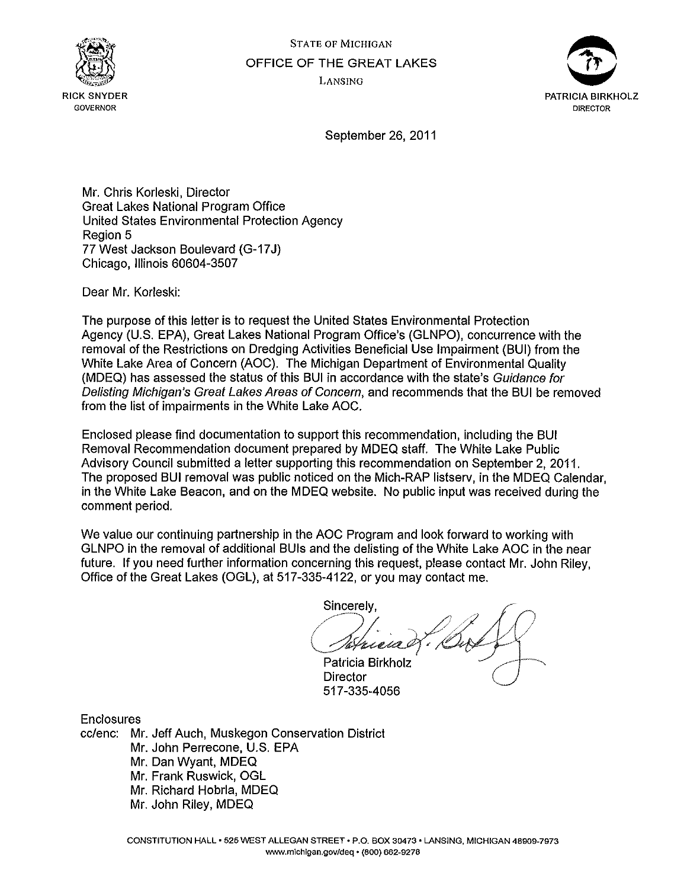STATE OF MICHIGAN

OFFICE OF THE GREAT LAKES

LANSING

RICK SNYDER
GOVERNOR

PATRICIA BIRKHOLZ
DIRECTOR

September 26, 2011

Mr. Chris Korleski, Director
Great Lakes National Program Office
United States Environmental Protection Agency
Region 5
77 West Jackson Boulevard (G-17J)
Chicago, Illinois 60604-3507

Dear Mr. Korleski:

The purpose of this letter is to request the United States Environmental Protection Agency (U.S. EPA), Great Lakes National Program Office's (GLNPO), concurrence with the removal of the Restrictions on Dredging Activities Beneficial Use Impairment (BUI) from the White Lake Area of Concern (AOC). The Michigan Department of Environmental Quality (MDEQ) has assessed the status of this BUI in accordance with the state's *Guidance for Delisting Michigan's Great Lakes Areas of Concern*, and recommends that the BUI be removed from the list of impairments in the White Lake AOC.

Enclosed please find documentation to support this recommendation, including the BUI Removal Recommendation document prepared by MDEQ staff. The White Lake Public Advisory Council submitted a letter supporting this recommendation on September 2, 2011. The proposed BUI removal was public noticed on the Mich-RAP listserv, in the MDEQ Calendar, in the White Lake Beacon, and on the MDEQ website. No public input was received during the comment period.

We value our continuing partnership in the AOC Program and look forward to working with GLNPO in the removal of additional BUIs and the delisting of the White Lake AOC in the near future. If you need further information concerning this request, please contact Mr. John Riley, Office of the Great Lakes (OGL), at 517-335-4122, or you may contact me.

Sincerely,

Patricia Birkholz
Director
517-335-4056

Enclosures

cc/enc: Mr. Jeff Auch, Muskegon Conservation District
Mr. John Perrecone, U.S. EPA
Mr. Dan Wyant, MDEQ
Mr. Frank Ruswick, OGL
Mr. Richard Hobrla, MDEQ
Mr. John Riley, MDEQ

CONSTITUTION HALL • 525 WEST ALLEGAN STREET • P.O. BOX 30473 • LANSING, MICHIGAN 48909-7973
www.michigan.gov/deq • (800) 662-9278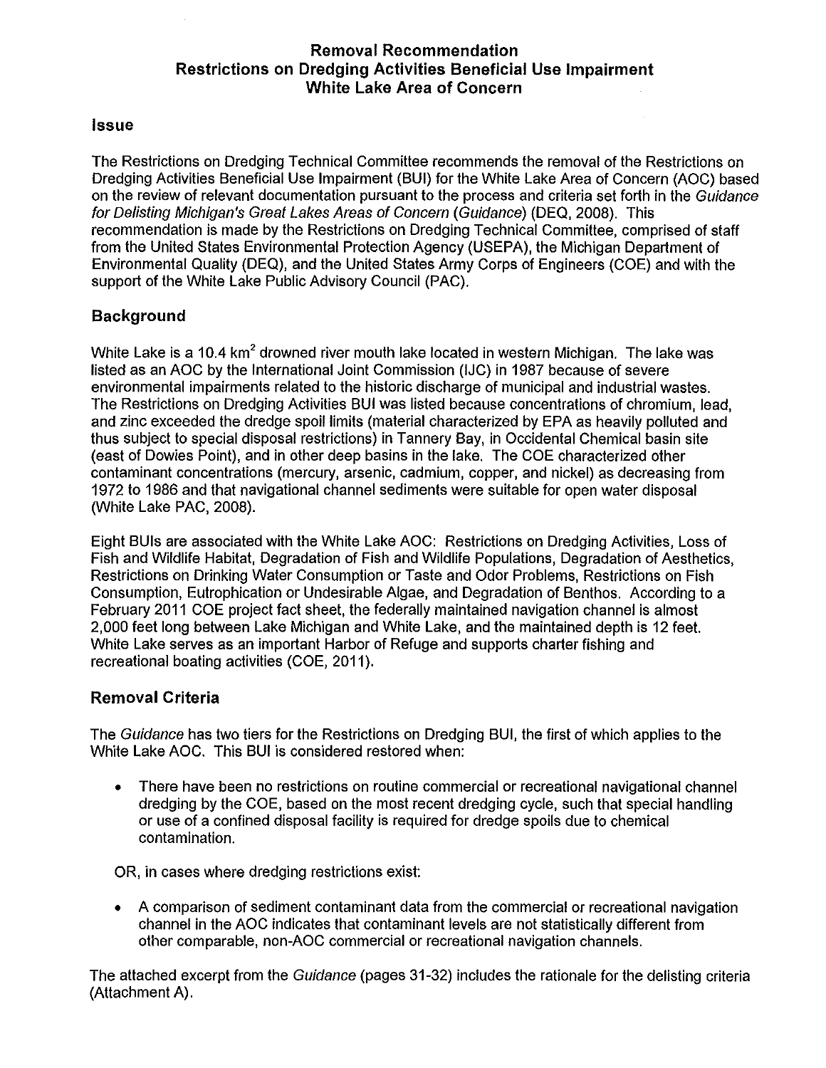# Removal Recommendation
# Restrictions on Dredging Activities Beneficial Use Impairment
# White Lake Area of Concern

## Issue

The Restrictions on Dredging Technical Committee recommends the removal of the Restrictions on Dredging Activities Beneficial Use Impairment (BUI) for the White Lake Area of Concern (AOC) based on the review of relevant documentation pursuant to the process and criteria set forth in the *Guidance for Delisting Michigan's Great Lakes Areas of Concern* (*Guidance*) (DEQ, 2008). This recommendation is made by the Restrictions on Dredging Technical Committee, comprised of staff from the United States Environmental Protection Agency (USEPA), the Michigan Department of Environmental Quality (DEQ), and the United States Army Corps of Engineers (COE) and with the support of the White Lake Public Advisory Council (PAC).

## Background

White Lake is a 10.4 $km^2$ drowned river mouth lake located in western Michigan. The lake was listed as an AOC by the International Joint Commission (IJC) in 1987 because of severe environmental impairments related to the historic discharge of municipal and industrial wastes. The Restrictions on Dredging Activities BUI was listed because concentrations of chromium, lead, and zinc exceeded the dredge spoil limits (material characterized by EPA as heavily polluted and thus subject to special disposal restrictions) in Tannery Bay, in Occidental Chemical basin site (east of Dowies Point), and in other deep basins in the lake. The COE characterized other contaminant concentrations (mercury, arsenic, cadmium, copper, and nickel) as decreasing from 1972 to 1986 and that navigational channel sediments were suitable for open water disposal (White Lake PAC, 2008).

Eight BUIs are associated with the White Lake AOC: Restrictions on Dredging Activities, Loss of Fish and Wildlife Habitat, Degradation of Fish and Wildlife Populations, Degradation of Aesthetics, Restrictions on Drinking Water Consumption or Taste and Odor Problems, Restrictions on Fish Consumption, Eutrophication or Undesirable Algae, and Degradation of Benthos. According to a February 2011 COE project fact sheet, the federally maintained navigation channel is almost 2,000 feet long between Lake Michigan and White Lake, and the maintained depth is 12 feet. White Lake serves as an important Harbor of Refuge and supports charter fishing and recreational boating activities (COE, 2011).

## Removal Criteria

The *Guidance* has two tiers for the Restrictions on Dredging BUI, the first of which applies to the White Lake AOC. This BUI is considered restored when:

- There have been no restrictions on routine commercial or recreational navigational channel dredging by the COE, based on the most recent dredging cycle, such that special handling or use of a confined disposal facility is required for dredge spoils due to chemical contamination.

OR, in cases where dredging restrictions exist:

- A comparison of sediment contaminant data from the commercial or recreational navigation channel in the AOC indicates that contaminant levels are not statistically different from other comparable, non-AOC commercial or recreational navigation channels.

The attached excerpt from the *Guidance* (pages 31-32) includes the rationale for the delisting criteria (Attachment A).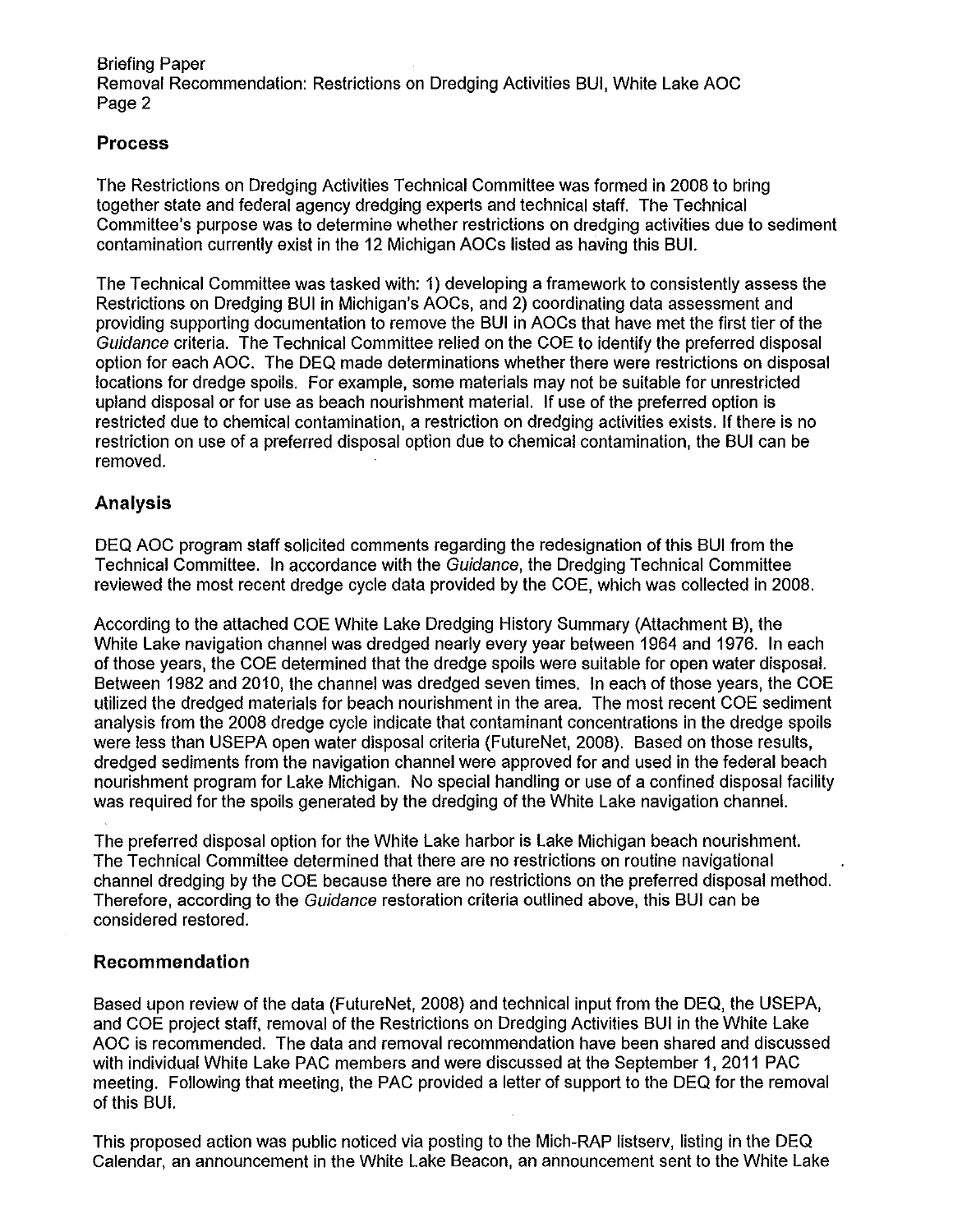## Process

The Restrictions on Dredging Activities Technical Committee was formed in 2008 to bring together state and federal agency dredging experts and technical staff. The Technical Committee's purpose was to determine whether restrictions on dredging activities due to sediment contamination currently exist in the 12 Michigan AOCs listed as having this BUI.

The Technical Committee was tasked with: 1) developing a framework to consistently assess the Restrictions on Dredging BUI in Michigan's AOCs, and 2) coordinating data assessment and providing supporting documentation to remove the BUI in AOCs that have met the first tier of the *Guidance* criteria. The Technical Committee relied on the COE to identify the preferred disposal option for each AOC. The DEQ made determinations whether there were restrictions on disposal locations for dredge spoils. For example, some materials may not be suitable for unrestricted upland disposal or for use as beach nourishment material. If use of the preferred option is restricted due to chemical contamination, a restriction on dredging activities exists. If there is no restriction on use of a preferred disposal option due to chemical contamination, the BUI can be removed.

## Analysis

DEQ AOC program staff solicited comments regarding the redesignation of this BUI from the Technical Committee. In accordance with the *Guidance*, the Dredging Technical Committee reviewed the most recent dredge cycle data provided by the COE, which was collected in 2008.

According to the attached COE White Lake Dredging History Summary (Attachment B), the White Lake navigation channel was dredged nearly every year between 1964 and 1976. In each of those years, the COE determined that the dredge spoils were suitable for open water disposal. Between 1982 and 2010, the channel was dredged seven times. In each of those years, the COE utilized the dredged materials for beach nourishment in the area. The most recent COE sediment analysis from the 2008 dredge cycle indicate that contaminant concentrations in the dredge spoils were less than USEPA open water disposal criteria (FutureNet, 2008). Based on those results, dredged sediments from the navigation channel were approved for and used in the federal beach nourishment program for Lake Michigan. No special handling or use of a confined disposal facility was required for the spoils generated by the dredging of the White Lake navigation channel.

The preferred disposal option for the White Lake harbor is Lake Michigan beach nourishment. The Technical Committee determined that there are no restrictions on routine navigational channel dredging by the COE because there are no restrictions on the preferred disposal method. Therefore, according to the *Guidance* restoration criteria outlined above, this BUI can be considered restored.

## Recommendation

Based upon review of the data (FutureNet, 2008) and technical input from the DEQ, the USEPA, and COE project staff, removal of the Restrictions on Dredging Activities BUI in the White Lake AOC is recommended. The data and removal recommendation have been shared and discussed with individual White Lake PAC members and were discussed at the September 1, 2011 PAC meeting. Following that meeting, the PAC provided a letter of support to the DEQ for the removal of this BUI.

This proposed action was public noticed via posting to the Mich-RAP listserv, listing in the DEQ Calendar, an announcement in the White Lake Beacon, an announcement sent to the White Lake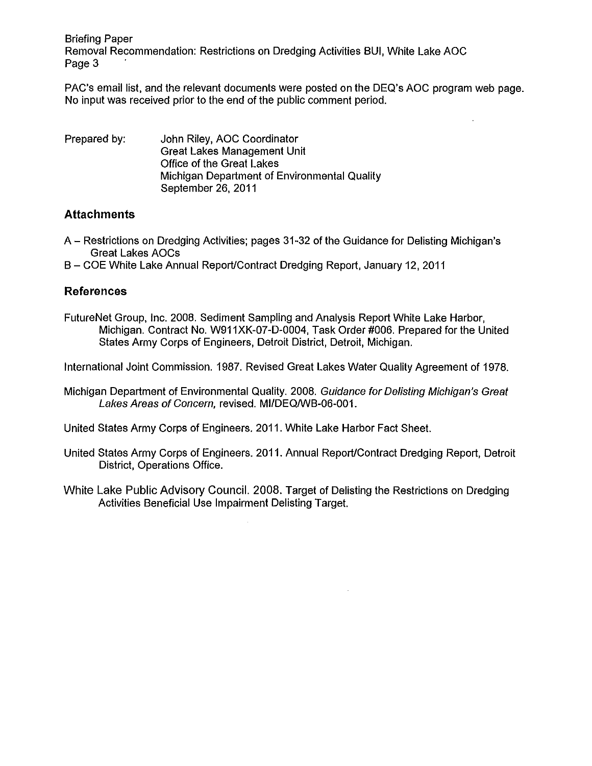PAC's email list, and the relevant documents were posted on the DEQ's AOC program web page. No input was received prior to the end of the public comment period.

Prepared by: John Riley, AOC Coordinator
Great Lakes Management Unit
Office of the Great Lakes
Michigan Department of Environmental Quality
September 26, 2011

## Attachments

A – Restrictions on Dredging Activities; pages 31-32 of the Guidance for Delisting Michigan's Great Lakes AOCs

B – COE White Lake Annual Report/Contract Dredging Report, January 12, 2011

## References

FutureNet Group, Inc. 2008. Sediment Sampling and Analysis Report White Lake Harbor, Michigan. Contract No. W911XK-07-D-0004, Task Order #006. Prepared for the United States Army Corps of Engineers, Detroit District, Detroit, Michigan.

International Joint Commission. 1987. Revised Great Lakes Water Quality Agreement of 1978.

Michigan Department of Environmental Quality. 2008. *Guidance for Delisting Michigan's Great Lakes Areas of Concern*, revised. MI/DEQ/WB-06-001.

United States Army Corps of Engineers. 2011. White Lake Harbor Fact Sheet.

United States Army Corps of Engineers. 2011. Annual Report/Contract Dredging Report, Detroit District, Operations Office.

White Lake Public Advisory Council. 2008. Target of Delisting the Restrictions on Dredging Activities Beneficial Use Impairment Delisting Target.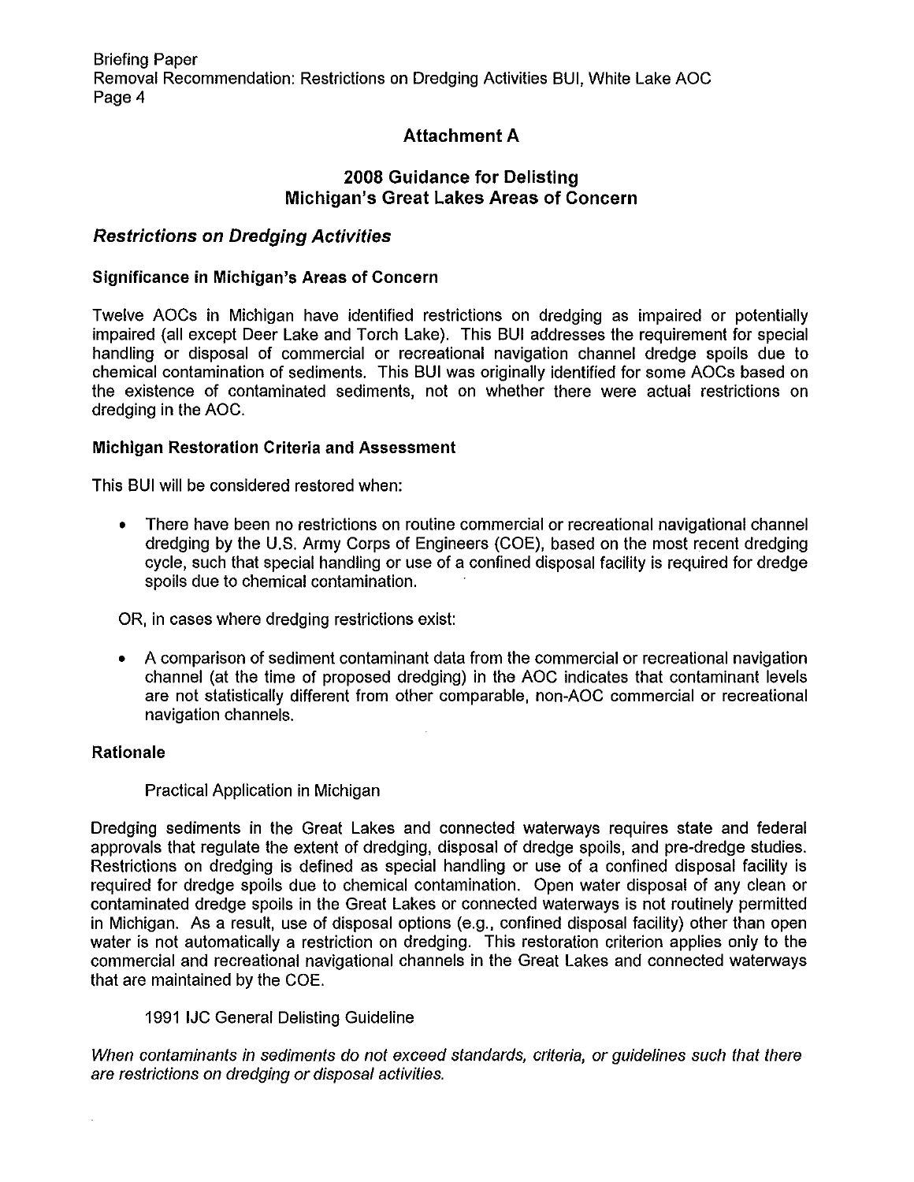## Attachment A

## 2008 Guidance for Delisting Michigan's Great Lakes Areas of Concern

### *Restrictions on Dredging Activities*

**Significance in Michigan's Areas of Concern**

Twelve AOCs in Michigan have identified restrictions on dredging as impaired or potentially impaired (all except Deer Lake and Torch Lake). This BUI addresses the requirement for special handling or disposal of commercial or recreational navigation channel dredge spoils due to chemical contamination of sediments. This BUI was originally identified for some AOCs based on the existence of contaminated sediments, not on whether there were actual restrictions on dredging in the AOC.

**Michigan Restoration Criteria and Assessment**

This BUI will be considered restored when:

- There have been no restrictions on routine commercial or recreational navigational channel dredging by the U.S. Army Corps of Engineers (COE), based on the most recent dredging cycle, such that special handling or use of a confined disposal facility is required for dredge spoils due to chemical contamination.

OR, in cases where dredging restrictions exist:

- A comparison of sediment contaminant data from the commercial or recreational navigation channel (at the time of proposed dredging) in the AOC indicates that contaminant levels are not statistically different from other comparable, non-AOC commercial or recreational navigation channels.

**Rationale**

Practical Application in Michigan

Dredging sediments in the Great Lakes and connected waterways requires state and federal approvals that regulate the extent of dredging, disposal of dredge spoils, and pre-dredge studies. Restrictions on dredging is defined as special handling or use of a confined disposal facility is required for dredge spoils due to chemical contamination. Open water disposal of any clean or contaminated dredge spoils in the Great Lakes or connected waterways is not routinely permitted in Michigan. As a result, use of disposal options (e.g., confined disposal facility) other than open water is not automatically a restriction on dredging. This restoration criterion applies only to the commercial and recreational navigational channels in the Great Lakes and connected waterways that are maintained by the COE.

1991 IJC General Delisting Guideline

*When contaminants in sediments do not exceed standards, criteria, or guidelines such that there are restrictions on dredging or disposal activities.*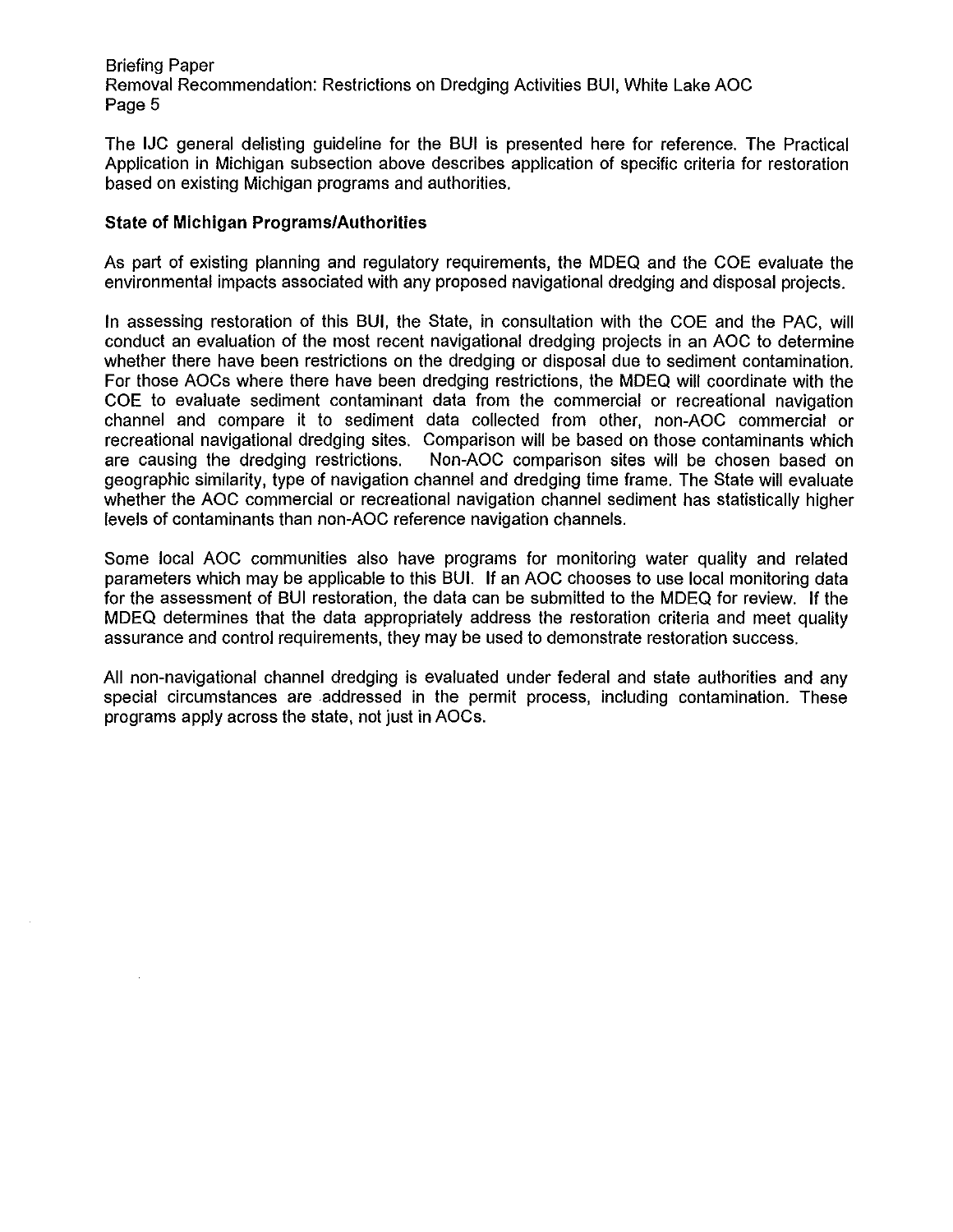The IJC general delisting guideline for the BUI is presented here for reference. The Practical Application in Michigan subsection above describes application of specific criteria for restoration based on existing Michigan programs and authorities.

**State of Michigan Programs/Authorities**

As part of existing planning and regulatory requirements, the MDEQ and the COE evaluate the environmental impacts associated with any proposed navigational dredging and disposal projects.

In assessing restoration of this BUI, the State, in consultation with the COE and the PAC, will conduct an evaluation of the most recent navigational dredging projects in an AOC to determine whether there have been restrictions on the dredging or disposal due to sediment contamination. For those AOCs where there have been dredging restrictions, the MDEQ will coordinate with the COE to evaluate sediment contaminant data from the commercial or recreational navigation channel and compare it to sediment data collected from other, non-AOC commercial or recreational navigational dredging sites. Comparison will be based on those contaminants which are causing the dredging restrictions. Non-AOC comparison sites will be chosen based on geographic similarity, type of navigation channel and dredging time frame. The State will evaluate whether the AOC commercial or recreational navigation channel sediment has statistically higher levels of contaminants than non-AOC reference navigation channels.

Some local AOC communities also have programs for monitoring water quality and related parameters which may be applicable to this BUI. If an AOC chooses to use local monitoring data for the assessment of BUI restoration, the data can be submitted to the MDEQ for review. If the MDEQ determines that the data appropriately address the restoration criteria and meet quality assurance and control requirements, they may be used to demonstrate restoration success.

All non-navigational channel dredging is evaluated under federal and state authorities and any special circumstances are addressed in the permit process, including contamination. These programs apply across the state, not just in AOCs.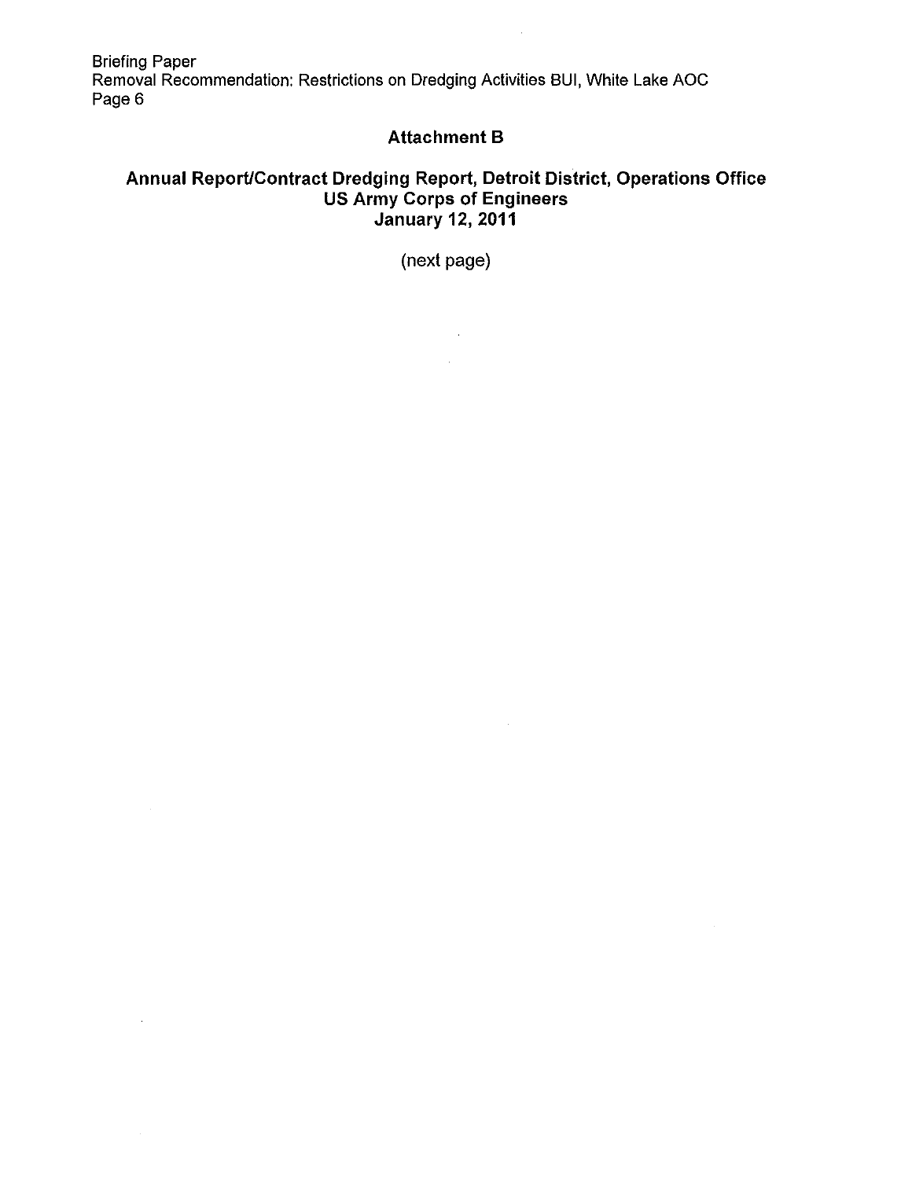## Attachment B

## Annual Report/Contract Dredging Report, Detroit District, Operations Office
## US Army Corps of Engineers
## January 12, 2011

(next page)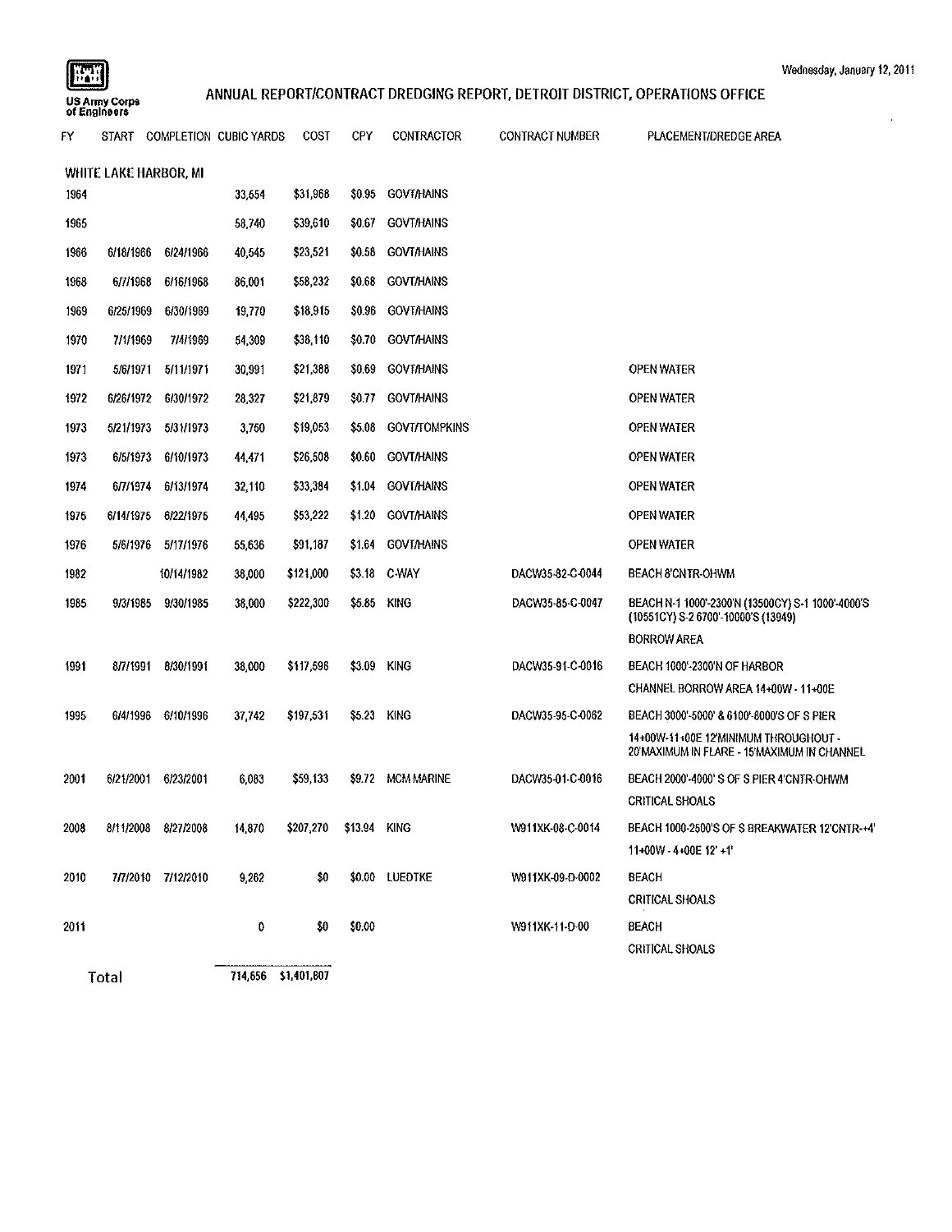US Army Corps of Engineers

Wednesday, January 12, 2011

# ANNUAL REPORT/CONTRACT DREDGING REPORT, DETROIT DISTRICT, OPERATIONS OFFICE

## WHITE LAKE HARBOR, MI

| FY | START | COMPLETION | CUBIC YARDS | COST | CPY | CONTRACTOR | CONTRACT NUMBER | PLACEMENT/DREDGE AREA |
|---|---|---|---|---|---|---|---|---|
| 1964 | | | 33,654 | $31,968 | $0.95 | GOVT/HAINS | | |
| 1965 | | | 58,740 | $39,610 | $0.67 | GOVT/HAINS | | |
| 1966 | 6/16/1966 | 6/24/1966 | 40,545 | $23,521 | $0.58 | GOVT/HAINS | | |
| 1968 | 6/7/1968 | 6/16/1968 | 86,001 | $58,232 | $0.68 | GOVT/HAINS | | |
| 1969 | 6/25/1969 | 6/30/1969 | 19,770 | $18,915 | $0.96 | GOVT/HAINS | | |
| 1970 | 7/1/1969 | 7/4/1969 | 54,309 | $38,110 | $0.70 | GOVT/HAINS | | |
| 1971 | 5/6/1971 | 5/11/1971 | 30,991 | $21,388 | $0.69 | GOVT/HAINS | | OPEN WATER |
| 1972 | 6/26/1972 | 6/30/1972 | 28,327 | $21,879 | $0.77 | GOVT/HAINS | | OPEN WATER |
| 1973 | 5/21/1973 | 5/31/1973 | 3,750 | $19,053 | $5.08 | GOVT/TOMPKINS | | OPEN WATER |
| 1973 | 6/5/1973 | 6/10/1973 | 44,471 | $26,508 | $0.60 | GOVT/HAINS | | OPEN WATER |
| 1974 | 6/7/1974 | 6/13/1974 | 32,110 | $33,384 | $1.04 | GOVT/HAINS | | OPEN WATER |
| 1975 | 6/14/1975 | 6/22/1975 | 44,495 | $53,222 | $1.20 | GOVT/HAINS | | OPEN WATER |
| 1976 | 5/6/1976 | 5/17/1976 | 55,636 | $91,187 | $1.64 | GOVT/HAINS | | OPEN WATER |
| 1982 | | 10/14/1982 | 38,000 | $121,000 | $3.18 | C-WAY | DACW35-82-C-0044 | BEACH 8'CNTR-OHWM |
| 1985 | 9/3/1985 | 9/30/1985 | 38,000 | $222,300 | $5.85 | KING | DACW35-85-C-0047 | BEACH N-1 1000'-2300'N (13500CY) S-1 1000'-4000'S (10551CY) S-2 6700'-10000'S (13949) BORROW AREA |
| 1991 | 8/7/1991 | 8/30/1991 | 38,000 | $117,596 | $3.09 | KING | DACW35-91-C-0016 | BEACH 1000'-2300'N OF HARBOR CHANNEL BORROW AREA 14+00W - 11+00E |
| 1995 | 6/4/1996 | 6/10/1996 | 37,742 | $197,531 | $5.23 | KING | DACW35-95-C-0062 | BEACH 3000'-5000' & 6100'-8000'S OF S PIER 14+00W-11+00E 12'MINIMUM THROUGHOUT - 20'MAXIMUM IN FLARE - 15'MAXIMUM IN CHANNEL |
| 2001 | 6/21/2001 | 6/23/2001 | 6,083 | $59,133 | $9.72 | MCM MARINE | DACW35-01-C-0016 | BEACH 2000'-4000' S OF S PIER 4'CNTR-OHWM CRITICAL SHOALS |
| 2008 | 8/11/2008 | 8/27/2008 | 14,870 | $207,270 | $13.94 | KING | W911XK-08-C-0014 | BEACH 1000-2500'S OF S BREAKWATER 12'CNTR-+4' 11+00W - 4+00E 12' +1' |
| 2010 | 7/7/2010 | 7/12/2010 | 9,262 | $0 | $0.00 | LUEDTKE | W911XK-09-D-0002 | BEACH CRITICAL SHOALS |
| 2011 | | | 0 | $0 | $0.00 | | W911XK-11-D-00 | BEACH CRITICAL SHOALS |
| Total | | | 714,656 | $1,401,807 | | | | |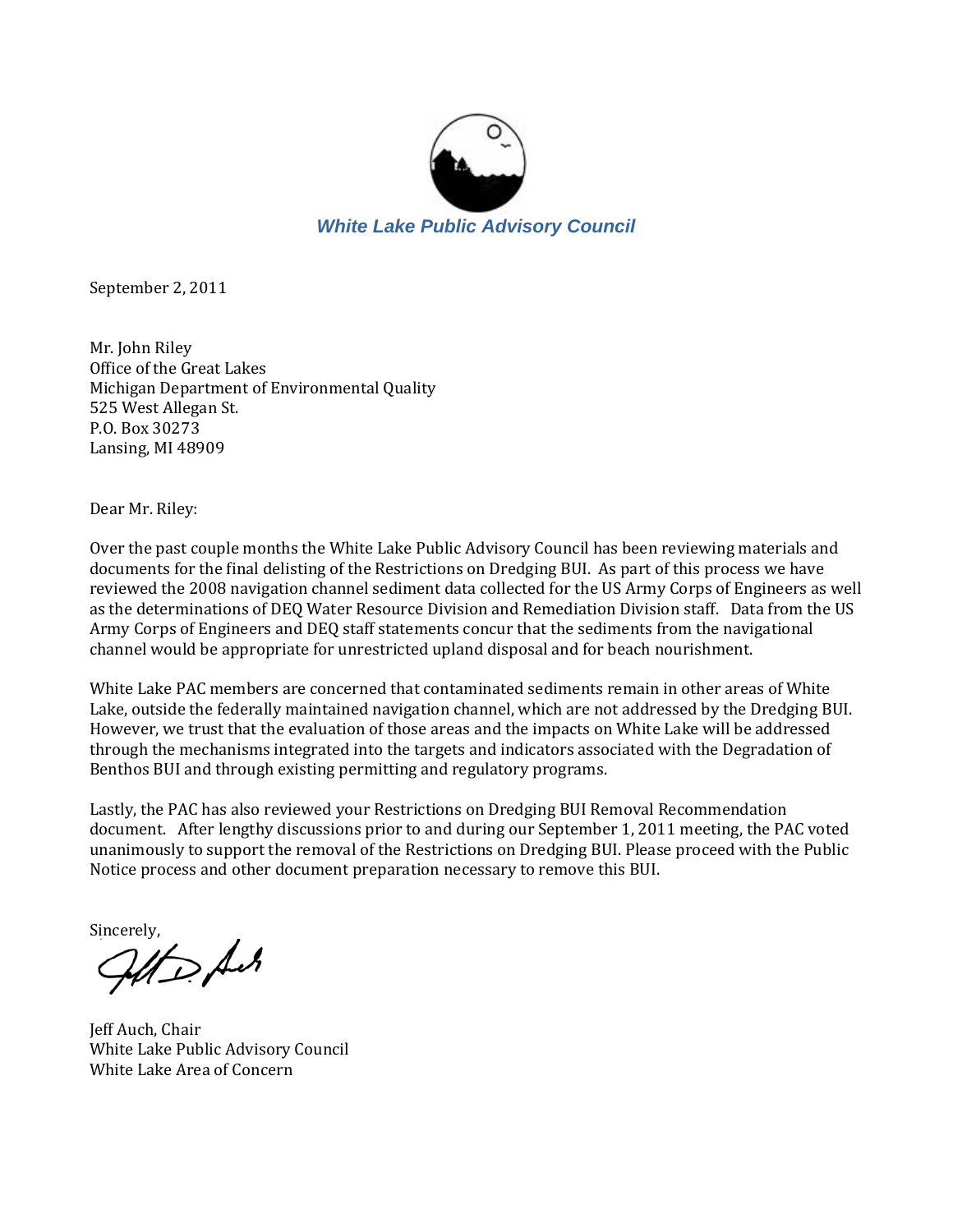**White Lake Public Advisory Council**

September 2, 2011

Mr. John Riley
Office of the Great Lakes
Michigan Department of Environmental Quality
525 West Allegan St.
P.O. Box 30273
Lansing, MI 48909

Dear Mr. Riley:

Over the past couple months the White Lake Public Advisory Council has been reviewing materials and documents for the final delisting of the Restrictions on Dredging BUI. As part of this process we have reviewed the 2008 navigation channel sediment data collected for the US Army Corps of Engineers as well as the determinations of DEQ Water Resource Division and Remediation Division staff. Data from the US Army Corps of Engineers and DEQ staff statements concur that the sediments from the navigational channel would be appropriate for unrestricted upland disposal and for beach nourishment.

White Lake PAC members are concerned that contaminated sediments remain in other areas of White Lake, outside the federally maintained navigation channel, which are not addressed by the Dredging BUI. However, we trust that the evaluation of those areas and the impacts on White Lake will be addressed through the mechanisms integrated into the targets and indicators associated with the Degradation of Benthos BUI and through existing permitting and regulatory programs.

Lastly, the PAC has also reviewed your Restrictions on Dredging BUI Removal Recommendation document. After lengthy discussions prior to and during our September 1, 2011 meeting, the PAC voted unanimously to support the removal of the Restrictions on Dredging BUI. Please proceed with the Public Notice process and other document preparation necessary to remove this BUI.

Sincerely,

Jeff Auch, Chair
White Lake Public Advisory Council
White Lake Area of Concern